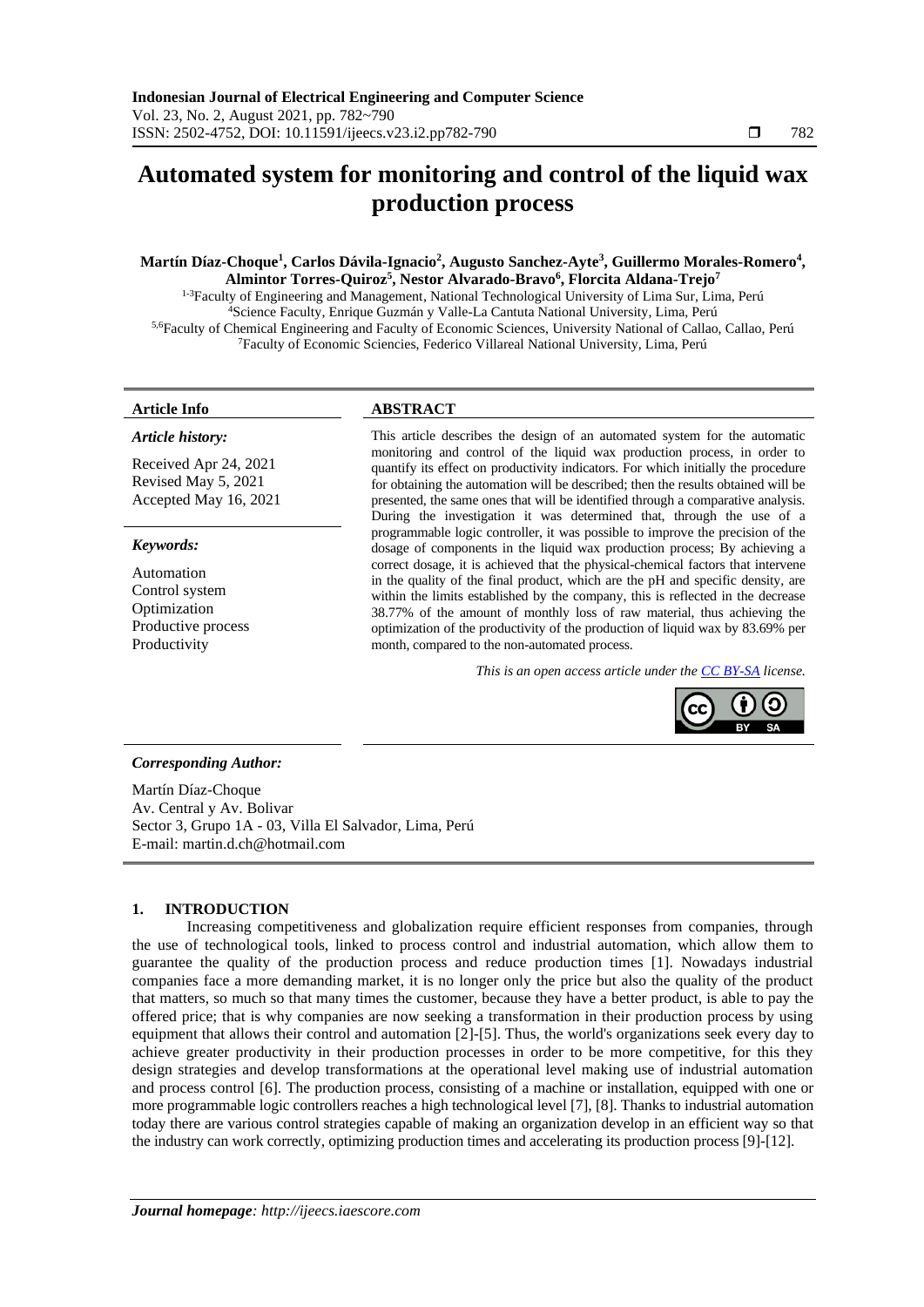# Automated system for monitoring and control of the liquid wax production process

**Martín Díaz-Choque[1], Carlos Dávila-Ignacio[2], Augusto Sanchez-Ayte[3], Guillermo Morales-Romero[4], Almintor Torres-Quiroz[5], Nestor Alvarado-Bravo[6], Florcita Aldana-Trejo[7]**

[1-3]Faculty of Engineering and Management, National Technological University of Lima Sur, Lima, Perú
[4]Science Faculty, Enrique Guzmán y Valle-La Cantuta National University, Lima, Perú
[5,6]Faculty of Chemical Engineering and Faculty of Economic Sciences, University National of Callao, Callao, Perú
[7]Faculty of Economic Sciencies, Federico Villareal National University, Lima, Perú

**Article Info**

*Article history:*

Received Apr 24, 2021
Revised May 5, 2021
Accepted May 16, 2021

*Keywords:*

Automation
Control system
Optimization
Productive process
Productivity

**ABSTRACT**

This article describes the design of an automated system for the automatic monitoring and control of the liquid wax production process, in order to quantify its effect on productivity indicators. For which initially the procedure for obtaining the automation will be described; then the results obtained will be presented, the same ones that will be identified through a comparative analysis. During the investigation it was determined that, through the use of a programmable logic controller, it was possible to improve the precision of the dosage of components in the liquid wax production process; By achieving a correct dosage, it is achieved that the physical-chemical factors that intervene in the quality of the final product, which are the pH and specific density, are within the limits established by the company, this is reflected in the decrease 38.77% of the amount of monthly loss of raw material, thus achieving the optimization of the productivity of the production of liquid wax by 83.69% per month, compared to the non-automated process.

*This is an open access article under the CC BY-SA license.*

*Corresponding Author:*

Martín Díaz-Choque
Av. Central y Av. Bolivar
Sector 3, Grupo 1A - 03, Villa El Salvador, Lima, Perú
E-mail: martin.d.ch@hotmail.com

## 1. INTRODUCTION

Increasing competitiveness and globalization require efficient responses from companies, through the use of technological tools, linked to process control and industrial automation, which allow them to guarantee the quality of the production process and reduce production times [1]. Nowadays industrial companies face a more demanding market, it is no longer only the price but also the quality of the product that matters, so much so that many times the customer, because they have a better product, is able to pay the offered price; that is why companies are now seeking a transformation in their production process by using equipment that allows their control and automation [2]-[5]. Thus, the world's organizations seek every day to achieve greater productivity in their production processes in order to be more competitive, for this they design strategies and develop transformations at the operational level making use of industrial automation and process control [6]. The production process, consisting of a machine or installation, equipped with one or more programmable logic controllers reaches a high technological level [7], [8]. Thanks to industrial automation today there are various control strategies capable of making an organization develop in an efficient way so that the industry can work correctly, optimizing production times and accelerating its production process [9]-[12].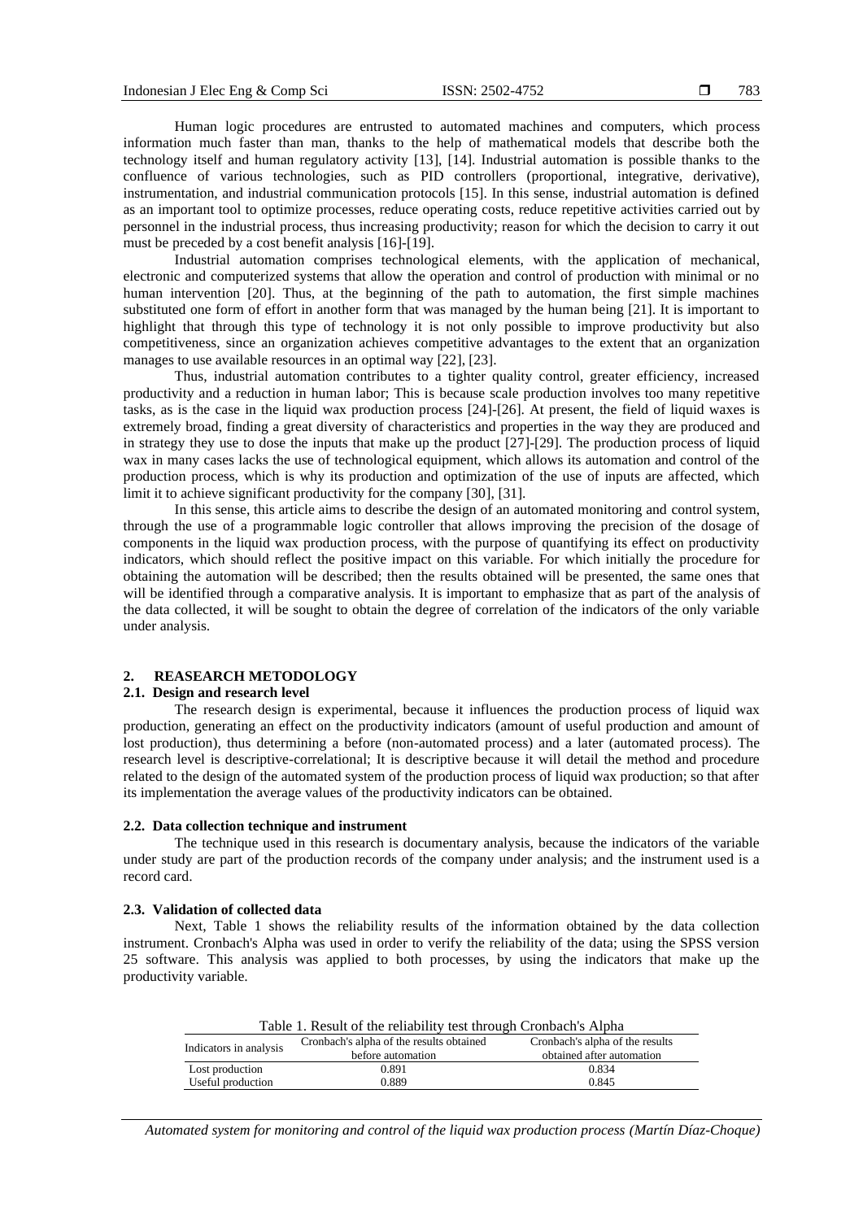Human logic procedures are entrusted to automated machines and computers, which process information much faster than man, thanks to the help of mathematical models that describe both the technology itself and human regulatory activity [13], [14]. Industrial automation is possible thanks to the confluence of various technologies, such as PID controllers (proportional, integrative, derivative), instrumentation, and industrial communication protocols [15]. In this sense, industrial automation is defined as an important tool to optimize processes, reduce operating costs, reduce repetitive activities carried out by personnel in the industrial process, thus increasing productivity; reason for which the decision to carry it out must be preceded by a cost benefit analysis [16]-[19].

Industrial automation comprises technological elements, with the application of mechanical, electronic and computerized systems that allow the operation and control of production with minimal or no human intervention [20]. Thus, at the beginning of the path to automation, the first simple machines substituted one form of effort in another form that was managed by the human being [21]. It is important to highlight that through this type of technology it is not only possible to improve productivity but also competitiveness, since an organization achieves competitive advantages to the extent that an organization manages to use available resources in an optimal way [22], [23].

Thus, industrial automation contributes to a tighter quality control, greater efficiency, increased productivity and a reduction in human labor; This is because scale production involves too many repetitive tasks, as is the case in the liquid wax production process [24]-[26]. At present, the field of liquid waxes is extremely broad, finding a great diversity of characteristics and properties in the way they are produced and in strategy they use to dose the inputs that make up the product [27]-[29]. The production process of liquid wax in many cases lacks the use of technological equipment, which allows its automation and control of the production process, which is why its production and optimization of the use of inputs are affected, which limit it to achieve significant productivity for the company [30], [31].

In this sense, this article aims to describe the design of an automated monitoring and control system, through the use of a programmable logic controller that allows improving the precision of the dosage of components in the liquid wax production process, with the purpose of quantifying its effect on productivity indicators, which should reflect the positive impact on this variable. For which initially the procedure for obtaining the automation will be described; then the results obtained will be presented, the same ones that will be identified through a comparative analysis. It is important to emphasize that as part of the analysis of the data collected, it will be sought to obtain the degree of correlation of the indicators of the only variable under analysis.

## 2. REASEARCH METODOLOGY

### 2.1. Design and research level

The research design is experimental, because it influences the production process of liquid wax production, generating an effect on the productivity indicators (amount of useful production and amount of lost production), thus determining a before (non-automated process) and a later (automated process). The research level is descriptive-correlational; It is descriptive because it will detail the method and procedure related to the design of the automated system of the production process of liquid wax production; so that after its implementation the average values of the productivity indicators can be obtained.

### 2.2. Data collection technique and instrument

The technique used in this research is documentary analysis, because the indicators of the variable under study are part of the production records of the company under analysis; and the instrument used is a record card.

### 2.3. Validation of collected data

Next, Table 1 shows the reliability results of the information obtained by the data collection instrument. Cronbach's Alpha was used in order to verify the reliability of the data; using the SPSS version 25 software. This analysis was applied to both processes, by using the indicators that make up the productivity variable.

Table 1. Result of the reliability test through Cronbach's Alpha

| Indicators in analysis | Cronbach's alpha of the results obtained before automation | Cronbach's alpha of the results obtained after automation |
|---|---|---|
| Lost production | 0.891 | 0.834 |
| Useful production | 0.889 | 0.845 |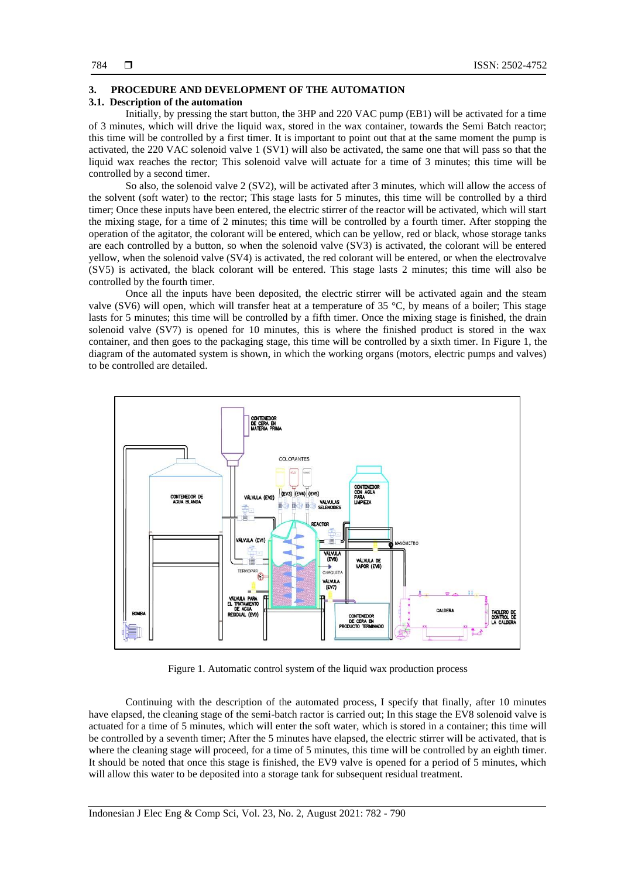## 3. PROCEDURE AND DEVELOPMENT OF THE AUTOMATION

### 3.1. Description of the automation

Initially, by pressing the start button, the 3HP and 220 VAC pump (EB1) will be activated for a time of 3 minutes, which will drive the liquid wax, stored in the wax container, towards the Semi Batch reactor; this time will be controlled by a first timer. It is important to point out that at the same moment the pump is activated, the 220 VAC solenoid valve 1 (SV1) will also be activated, the same one that will pass so that the liquid wax reaches the rector; This solenoid valve will actuate for a time of 3 minutes; this time will be controlled by a second timer.

So also, the solenoid valve 2 (SV2), will be activated after 3 minutes, which will allow the access of the solvent (soft water) to the rector; This stage lasts for 5 minutes, this time will be controlled by a third timer; Once these inputs have been entered, the electric stirrer of the reactor will be activated, which will start the mixing stage, for a time of 2 minutes; this time will be controlled by a fourth timer. After stopping the operation of the agitator, the colorant will be entered, which can be yellow, red or black, whose storage tanks are each controlled by a button, so when the solenoid valve (SV3) is activated, the colorant will be entered yellow, when the solenoid valve (SV4) is activated, the red colorant will be entered, or when the electrovalve (SV5) is activated, the black colorant will be entered. This stage lasts 2 minutes; this time will also be controlled by the fourth timer.

Once all the inputs have been deposited, the electric stirrer will be activated again and the steam valve (SV6) will open, which will transfer heat at a temperature of 35 °C, by means of a boiler; This stage lasts for 5 minutes; this time will be controlled by a fifth timer. Once the mixing stage is finished, the drain solenoid valve (SV7) is opened for 10 minutes, this is where the finished product is stored in the wax container, and then goes to the packaging stage, this time will be controlled by a sixth timer. In Figure 1, the diagram of the automated system is shown, in which the working organs (motors, electric pumps and valves) to be controlled are detailed.

Figure 1. Automatic control system of the liquid wax production process

Continuing with the description of the automated process, I specify that finally, after 10 minutes have elapsed, the cleaning stage of the semi-batch ractor is carried out; In this stage the EV8 solenoid valve is actuated for a time of 5 minutes, which will enter the soft water, which is stored in a container; this time will be controlled by a seventh timer; After the 5 minutes have elapsed, the electric stirrer will be activated, that is where the cleaning stage will proceed, for a time of 5 minutes, this time will be controlled by an eighth timer. It should be noted that once this stage is finished, the EV9 valve is opened for a period of 5 minutes, which will allow this water to be deposited into a storage tank for subsequent residual treatment.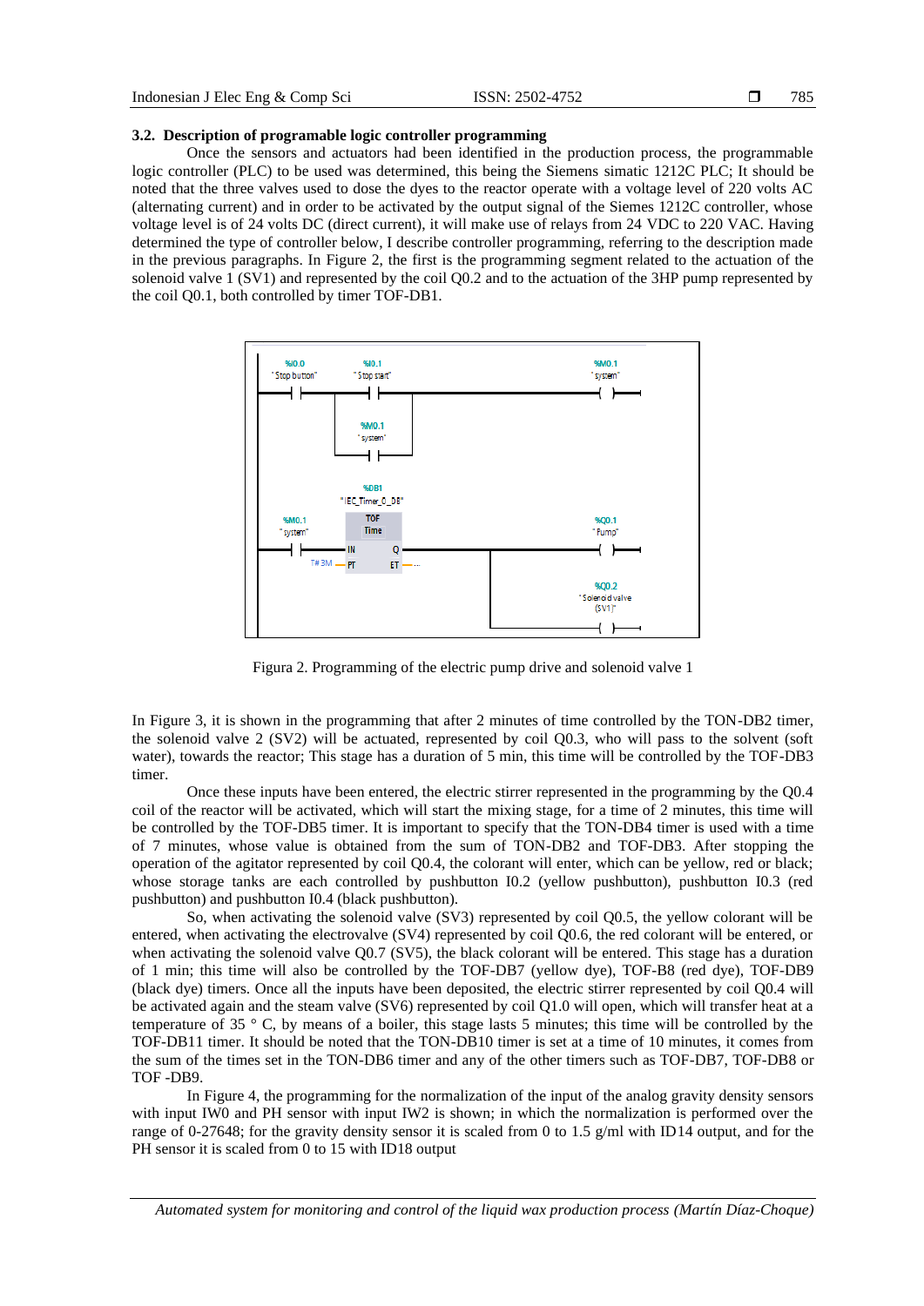### 3.2. Description of programable logic controller programming

Once the sensors and actuators had been identified in the production process, the programmable logic controller (PLC) to be used was determined, this being the Siemens simatic 1212C PLC; It should be noted that the three valves used to dose the dyes to the reactor operate with a voltage level of 220 volts AC (alternating current) and in order to be activated by the output signal of the Siemes 1212C controller, whose voltage level is of 24 volts DC (direct current), it will make use of relays from 24 VDC to 220 VAC. Having determined the type of controller below, I describe controller programming, referring to the description made in the previous paragraphs. In Figure 2, the first is the programming segment related to the actuation of the solenoid valve 1 (SV1) and represented by the coil Q0.2 and to the actuation of the 3HP pump represented by the coil Q0.1, both controlled by timer TOF-DB1.

Figura 2. Programming of the electric pump drive and solenoid valve 1

In Figure 3, it is shown in the programming that after 2 minutes of time controlled by the TON-DB2 timer, the solenoid valve 2 (SV2) will be actuated, represented by coil Q0.3, who will pass to the solvent (soft water), towards the reactor; This stage has a duration of 5 min, this time will be controlled by the TOF-DB3 timer.

Once these inputs have been entered, the electric stirrer represented in the programming by the Q0.4 coil of the reactor will be activated, which will start the mixing stage, for a time of 2 minutes, this time will be controlled by the TOF-DB5 timer. It is important to specify that the TON-DB4 timer is used with a time of 7 minutes, whose value is obtained from the sum of TON-DB2 and TOF-DB3. After stopping the operation of the agitator represented by coil Q0.4, the colorant will enter, which can be yellow, red or black; whose storage tanks are each controlled by pushbutton I0.2 (yellow pushbutton), pushbutton I0.3 (red pushbutton) and pushbutton I0.4 (black pushbutton).

So, when activating the solenoid valve (SV3) represented by coil Q0.5, the yellow colorant will be entered, when activating the electrovalve (SV4) represented by coil Q0.6, the red colorant will be entered, or when activating the solenoid valve Q0.7 (SV5), the black colorant will be entered. This stage has a duration of 1 min; this time will also be controlled by the TOF-DB7 (yellow dye), TOF-B8 (red dye), TOF-DB9 (black dye) timers. Once all the inputs have been deposited, the electric stirrer represented by coil Q0.4 will be activated again and the steam valve (SV6) represented by coil Q1.0 will open, which will transfer heat at a temperature of 35 ° C, by means of a boiler, this stage lasts 5 minutes; this time will be controlled by the TOF-DB11 timer. It should be noted that the TON-DB10 timer is set at a time of 10 minutes, it comes from the sum of the times set in the TON-DB6 timer and any of the other timers such as TOF-DB7, TOF-DB8 or TOF -DB9.

In Figure 4, the programming for the normalization of the input of the analog gravity density sensors with input IW0 and PH sensor with input IW2 is shown; in which the normalization is performed over the range of 0-27648; for the gravity density sensor it is scaled from 0 to 1.5 g/ml with ID14 output, and for the PH sensor it is scaled from 0 to 15 with ID18 output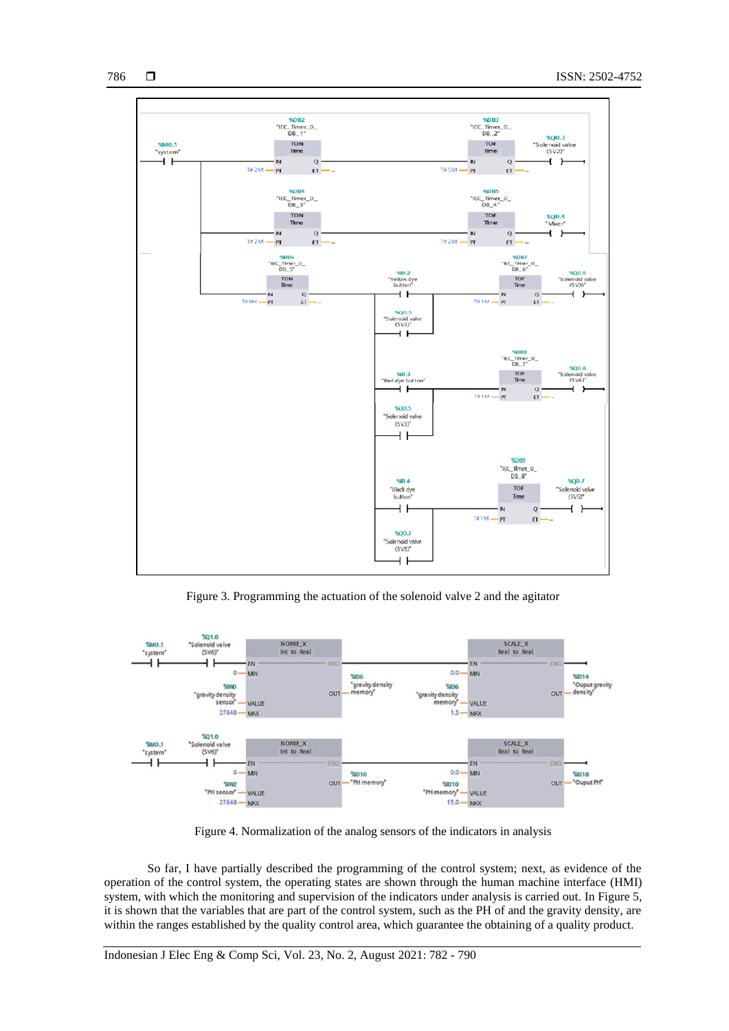Figure 3. Programming the actuation of the solenoid valve 2 and the agitator

Figure 4. Normalization of the analog sensors of the indicators in analysis

So far, I have partially described the programming of the control system; next, as evidence of the operation of the control system, the operating states are shown through the human machine interface (HMI) system, with which the monitoring and supervision of the indicators under analysis is carried out. In Figure 5, it is shown that the variables that are part of the control system, such as the PH of and the gravity density, are within the ranges established by the quality control area, which guarantee the obtaining of a quality product.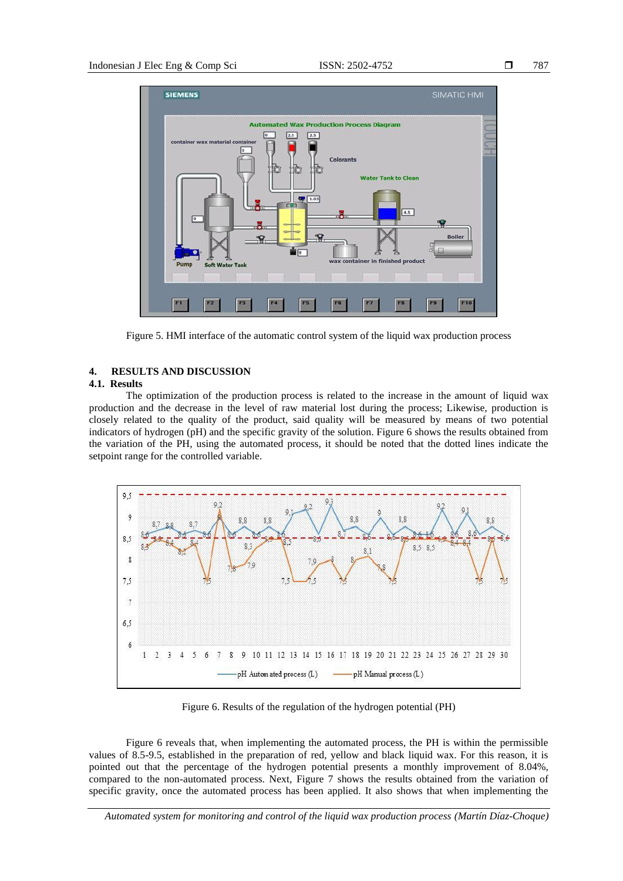Figure 5. HMI interface of the automatic control system of the liquid wax production process

## 4. RESULTS AND DISCUSSION

### 4.1. Results

The optimization of the production process is related to the increase in the amount of liquid wax production and the decrease in the level of raw material lost during the process; Likewise, production is closely related to the quality of the product, said quality will be measured by means of two potential indicators of hydrogen (pH) and the specific gravity of the solution. Figure 6 shows the results obtained from the variation of the PH, using the automated process, it should be noted that the dotted lines indicate the setpoint range for the controlled variable.

Figure 6. Results of the regulation of the hydrogen potential (PH)

Figure 6 reveals that, when implementing the automated process, the PH is within the permissible values of 8.5-9.5, established in the preparation of red, yellow and black liquid wax. For this reason, it is pointed out that the percentage of the hydrogen potential presents a monthly improvement of 8.04%, compared to the non-automated process. Next, Figure 7 shows the results obtained from the variation of specific gravity, once the automated process has been applied. It also shows that when implementing the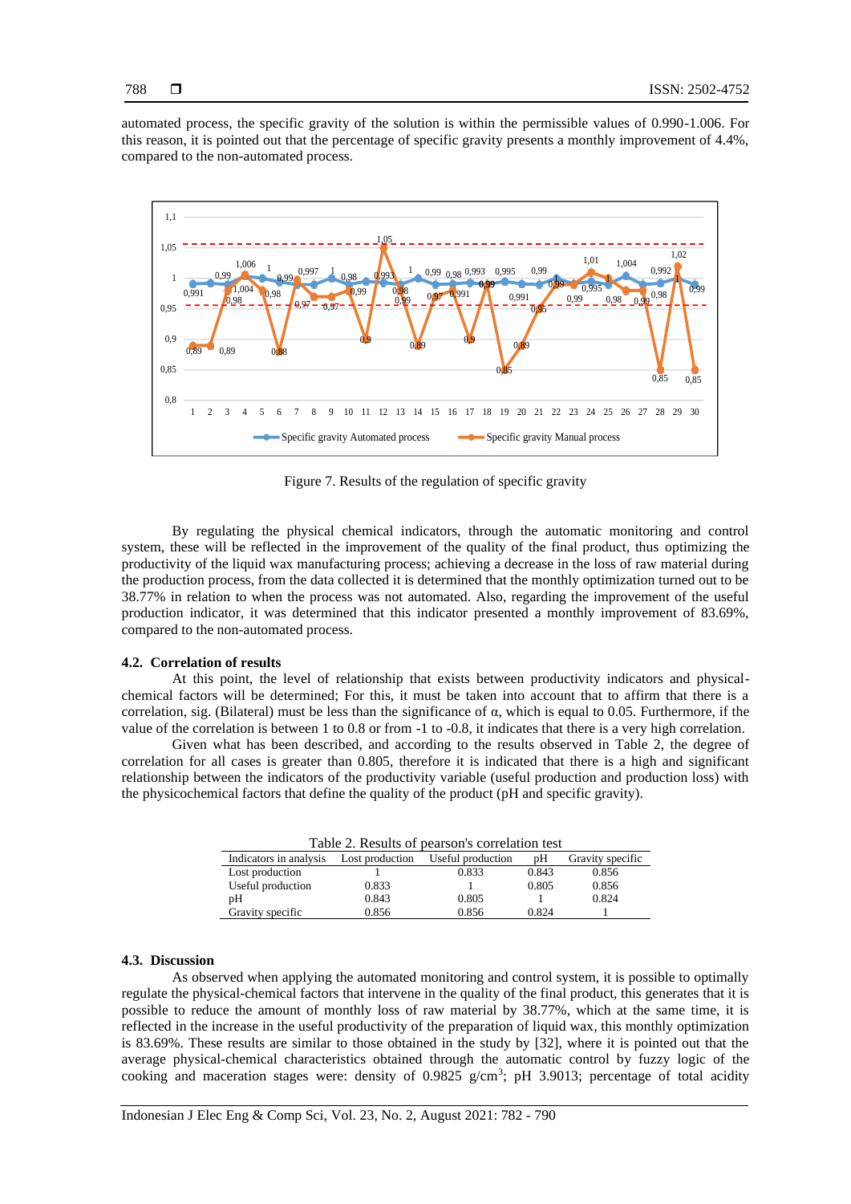automated process, the specific gravity of the solution is within the permissible values of 0.990-1.006. For this reason, it is pointed out that the percentage of specific gravity presents a monthly improvement of 4.4%, compared to the non-automated process.

Figure 7. Results of the regulation of specific gravity

By regulating the physical chemical indicators, through the automatic monitoring and control system, these will be reflected in the improvement of the quality of the final product, thus optimizing the productivity of the liquid wax manufacturing process; achieving a decrease in the loss of raw material during the production process, from the data collected it is determined that the monthly optimization turned out to be 38.77% in relation to when the process was not automated. Also, regarding the improvement of the useful production indicator, it was determined that this indicator presented a monthly improvement of 83.69%, compared to the non-automated process.

### 4.2. Correlation of results

At this point, the level of relationship that exists between productivity indicators and physical-chemical factors will be determined; For this, it must be taken into account that to affirm that there is a correlation, sig. (Bilateral) must be less than the significance of α, which is equal to 0.05. Furthermore, if the value of the correlation is between 1 to 0.8 or from -1 to -0.8, it indicates that there is a very high correlation.

Given what has been described, and according to the results observed in Table 2, the degree of correlation for all cases is greater than 0.805, therefore it is indicated that there is a high and significant relationship between the indicators of the productivity variable (useful production and production loss) with the physicochemical factors that define the quality of the product (pH and specific gravity).

Table 2. Results of pearson's correlation test

| Indicators in analysis | Lost production | Useful production | pH | Gravity specific |
|---|---|---|---|---|
| Lost production | 1 | 0.833 | 0.843 | 0.856 |
| Useful production | 0.833 | 1 | 0.805 | 0.856 |
| pH | 0.843 | 0.805 | 1 | 0.824 |
| Gravity specific | 0.856 | 0.856 | 0.824 | 1 |

### 4.3. Discussion

As observed when applying the automated monitoring and control system, it is possible to optimally regulate the physical-chemical factors that intervene in the quality of the final product, this generates that it is possible to reduce the amount of monthly loss of raw material by 38.77%, which at the same time, it is reflected in the increase in the useful productivity of the preparation of liquid wax, this monthly optimization is 83.69%. These results are similar to those obtained in the study by [32], where it is pointed out that the average physical-chemical characteristics obtained through the automatic control by fuzzy logic of the cooking and maceration stages were: density of 0.9825 g/cm$^3$; pH 3.9013; percentage of total acidity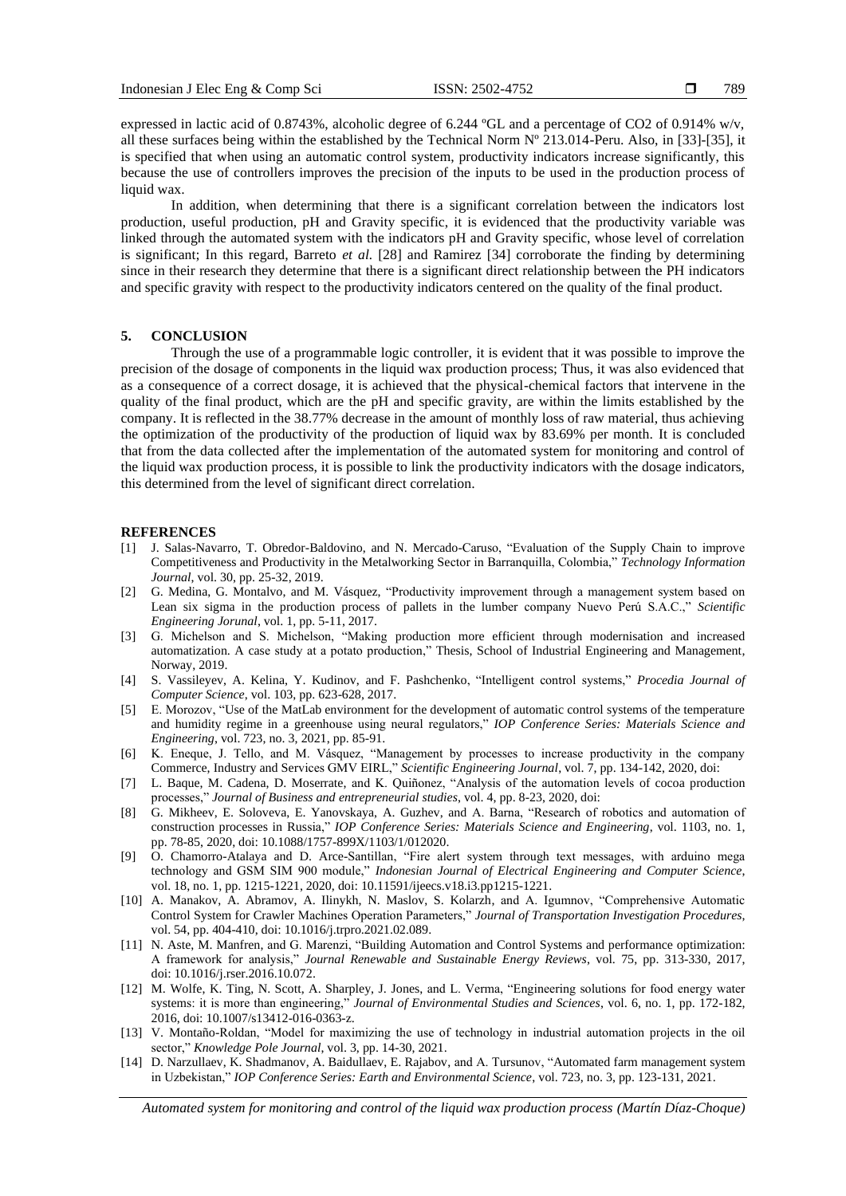expressed in lactic acid of 0.8743%, alcoholic degree of 6.244 ºGL and a percentage of $CO_2$ of 0.914% w/v, all these surfaces being within the established by the Technical Norm Nº 213.014-Peru. Also, in [33]-[35], it is specified that when using an automatic control system, productivity indicators increase significantly, this because the use of controllers improves the precision of the inputs to be used in the production process of liquid wax.

In addition, when determining that there is a significant correlation between the indicators lost production, useful production, pH and Gravity specific, it is evidenced that the productivity variable was linked through the automated system with the indicators pH and Gravity specific, whose level of correlation is significant; In this regard, Barreto *et al.* [28] and Ramirez [34] corroborate the finding by determining since in their research they determine that there is a significant direct relationship between the PH indicators and specific gravity with respect to the productivity indicators centered on the quality of the final product.

## 5. CONCLUSION

Through the use of a programmable logic controller, it is evident that it was possible to improve the precision of the dosage of components in the liquid wax production process; Thus, it was also evidenced that as a consequence of a correct dosage, it is achieved that the physical-chemical factors that intervene in the quality of the final product, which are the pH and specific gravity, are within the limits established by the company. It is reflected in the 38.77% decrease in the amount of monthly loss of raw material, thus achieving the optimization of the productivity of the production of liquid wax by 83.69% per month. It is concluded that from the data collected after the implementation of the automated system for monitoring and control of the liquid wax production process, it is possible to link the productivity indicators with the dosage indicators, this determined from the level of significant direct correlation.

## REFERENCES

[1] J. Salas-Navarro, T. Obredor-Baldovino, and N. Mercado-Caruso, "Evaluation of the Supply Chain to improve Competitiveness and Productivity in the Metalworking Sector in Barranquilla, Colombia," *Technology Information Journal*, vol. 30, pp. 25-32, 2019.

[2] G. Medina, G. Montalvo, and M. Vásquez, "Productivity improvement through a management system based on Lean six sigma in the production process of pallets in the lumber company Nuevo Perú S.A.C.," *Scientific Engineering Jorunal*, vol. 1, pp. 5-11, 2017.

[3] G. Michelson and S. Michelson, "Making production more efficient through modernisation and increased automatization. A case study at a potato production," Thesis, School of Industrial Engineering and Management, Norway, 2019.

[4] S. Vassileyev, A. Kelina, Y. Kudinov, and F. Pashchenko, "Intelligent control systems," *Procedia Journal of Computer Science*, vol. 103, pp. 623-628, 2017.

[5] E. Morozov, "Use of the MatLab environment for the development of automatic control systems of the temperature and humidity regime in a greenhouse using neural regulators," *IOP Conference Series: Materials Science and Engineering*, vol. 723, no. 3, 2021, pp. 85-91.

[6] K. Eneque, J. Tello, and M. Vásquez, "Management by processes to increase productivity in the company Commerce, Industry and Services GMV EIRL," *Scientific Engineering Journal*, vol. 7, pp. 134-142, 2020, doi:

[7] L. Baque, M. Cadena, D. Moserrate, and K. Quiñonez, "Analysis of the automation levels of cocoa production processes," *Journal of Business and entrepreneurial studies*, vol. 4, pp. 8-23, 2020, doi:

[8] G. Mikheev, E. Soloveva, E. Yanovskaya, A. Guzhev, and A. Barna, "Research of robotics and automation of construction processes in Russia," *IOP Conference Series: Materials Science and Engineering*, vol. 1103, no. 1, pp. 78-85, 2020, doi: 10.1088/1757-899X/1103/1/012020.

[9] O. Chamorro-Atalaya and D. Arce-Santillan, "Fire alert system through text messages, with arduino mega technology and GSM SIM 900 module," *Indonesian Journal of Electrical Engineering and Computer Science*, vol. 18, no. 1, pp. 1215-1221, 2020, doi: 10.11591/ijeecs.v18.i3.pp1215-1221.

[10] A. Manakov, A. Abramov, A. Ilinykh, N. Maslov, S. Kolarzh, and A. Igumnov, "Comprehensive Automatic Control System for Crawler Machines Operation Parameters," *Journal of Transportation Investigation Procedures*, vol. 54, pp. 404-410, doi: 10.1016/j.trpro.2021.02.089.

[11] N. Aste, M. Manfren, and G. Marenzi, "Building Automation and Control Systems and performance optimization: A framework for analysis," *Journal Renewable and Sustainable Energy Reviews*, vol. 75, pp. 313-330, 2017, doi: 10.1016/j.rser.2016.10.072.

[12] M. Wolfe, K. Ting, N. Scott, A. Sharpley, J. Jones, and L. Verma, "Engineering solutions for food energy water systems: it is more than engineering," *Journal of Environmental Studies and Sciences*, vol. 6, no. 1, pp. 172-182, 2016, doi: 10.1007/s13412-016-0363-z.

[13] V. Montaño-Roldan, "Model for maximizing the use of technology in industrial automation projects in the oil sector," *Knowledge Pole Journal*, vol. 3, pp. 14-30, 2021.

[14] D. Narzullaev, K. Shadmanov, A. Baidullaev, E. Rajabov, and A. Tursunov, "Automated farm management system in Uzbekistan," *IOP Conference Series: Earth and Environmental Science*, vol. 723, no. 3, pp. 123-131, 2021.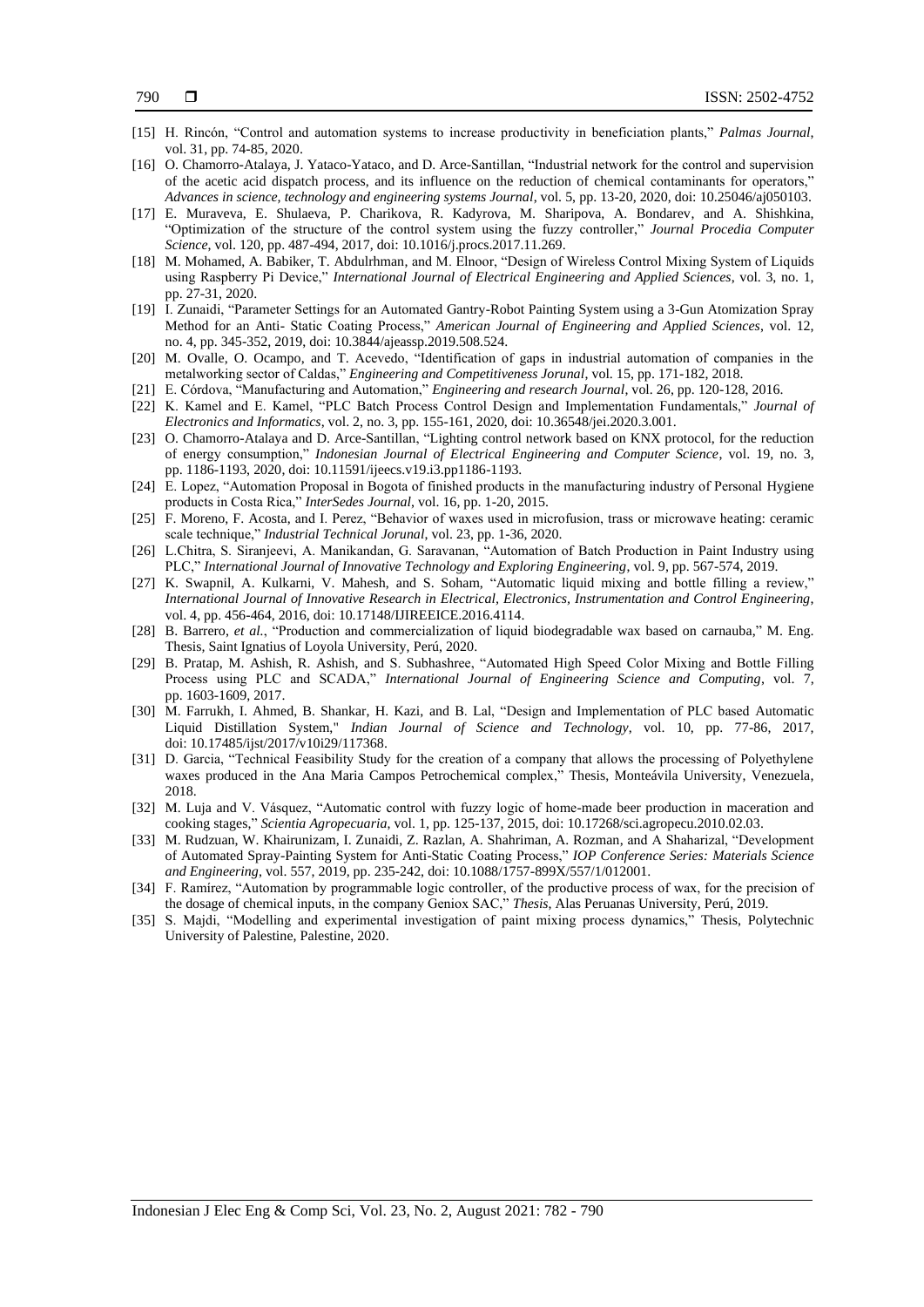[15] H. Rincón, "Control and automation systems to increase productivity in beneficiation plants," *Palmas Journal*, vol. 31, pp. 74-85, 2020.

[16] O. Chamorro-Atalaya, J. Yataco-Yataco, and D. Arce-Santillan, "Industrial network for the control and supervision of the acetic acid dispatch process, and its influence on the reduction of chemical contaminants for operators," *Advances in science, technology and engineering systems Journal*, vol. 5, pp. 13-20, 2020, doi: 10.25046/aj050103.

[17] E. Muraveva, E. Shulaeva, P. Charikova, R. Kadyrova, M. Sharipova, A. Bondarev, and A. Shishkina, "Optimization of the structure of the control system using the fuzzy controller," *Journal Procedia Computer Science*, vol. 120, pp. 487-494, 2017, doi: 10.1016/j.procs.2017.11.269.

[18] M. Mohamed, A. Babiker, T. Abdulrhman, and M. Elnoor, "Design of Wireless Control Mixing System of Liquids using Raspberry Pi Device," *International Journal of Electrical Engineering and Applied Sciences*, vol. 3, no. 1, pp. 27-31, 2020.

[19] I. Zunaidi, "Parameter Settings for an Automated Gantry-Robot Painting System using a 3-Gun Atomization Spray Method for an Anti- Static Coating Process," *American Journal of Engineering and Applied Sciences*, vol. 12, no. 4, pp. 345-352, 2019, doi: 10.3844/ajeassp.2019.508.524.

[20] M. Ovalle, O. Ocampo, and T. Acevedo, "Identification of gaps in industrial automation of companies in the metalworking sector of Caldas," *Engineering and Competitiveness Jorunal*, vol. 15, pp. 171-182, 2018.

[21] E. Córdova, "Manufacturing and Automation," *Engineering and research Journal*, vol. 26, pp. 120-128, 2016.

[22] K. Kamel and E. Kamel, "PLC Batch Process Control Design and Implementation Fundamentals," *Journal of Electronics and Informatics*, vol. 2, no. 3, pp. 155-161, 2020, doi: 10.36548/jei.2020.3.001.

[23] O. Chamorro-Atalaya and D. Arce-Santillan, "Lighting control network based on KNX protocol, for the reduction of energy consumption," *Indonesian Journal of Electrical Engineering and Computer Science*, vol. 19, no. 3, pp. 1186-1193, 2020, doi: 10.11591/ijeecs.v19.i3.pp1186-1193.

[24] E. Lopez, "Automation Proposal in Bogota of finished products in the manufacturing industry of Personal Hygiene products in Costa Rica," *InterSedes Journal*, vol. 16, pp. 1-20, 2015.

[25] F. Moreno, F. Acosta, and I. Perez, "Behavior of waxes used in microfusion, trass or microwave heating: ceramic scale technique," *Industrial Technical Jorunal*, vol. 23, pp. 1-36, 2020.

[26] L.Chitra, S. Siranjeevi, A. Manikandan, G. Saravanan, "Automation of Batch Production in Paint Industry using PLC," *International Journal of Innovative Technology and Exploring Engineering*, vol. 9, pp. 567-574, 2019.

[27] K. Swapnil, A. Kulkarni, V. Mahesh, and S. Soham, "Automatic liquid mixing and bottle filling a review," *International Journal of Innovative Research in Electrical, Electronics, Instrumentation and Control Engineering*, vol. 4, pp. 456-464, 2016, doi: 10.17148/IJIREEICE.2016.4114.

[28] B. Barrero, *et al.*, "Production and commercialization of liquid biodegradable wax based on carnauba," M. Eng. Thesis, Saint Ignatius of Loyola University, Perú, 2020.

[29] B. Pratap, M. Ashish, R. Ashish, and S. Subhashree, "Automated High Speed Color Mixing and Bottle Filling Process using PLC and SCADA," *International Journal of Engineering Science and Computing*, vol. 7, pp. 1603-1609, 2017.

[30] M. Farrukh, I. Ahmed, B. Shankar, H. Kazi, and B. Lal, "Design and Implementation of PLC based Automatic Liquid Distillation System," *Indian Journal of Science and Technology*, vol. 10, pp. 77-86, 2017, doi: 10.17485/ijst/2017/v10i29/117368.

[31] D. Garcia, "Technical Feasibility Study for the creation of a company that allows the processing of Polyethylene waxes produced in the Ana Maria Campos Petrochemical complex," Thesis, Monteávila University, Venezuela, 2018.

[32] M. Luja and V. Vásquez, "Automatic control with fuzzy logic of home-made beer production in maceration and cooking stages," *Scientia Agropecuaria*, vol. 1, pp. 125-137, 2015, doi: 10.17268/sci.agropecu.2010.02.03.

[33] M. Rudzuan, W. Khairunizam, I. Zunaidi, Z. Razlan, A. Shahriman, A. Rozman, and A Shaharizal, "Development of Automated Spray-Painting System for Anti-Static Coating Process," *IOP Conference Series: Materials Science and Engineering*, vol. 557, 2019, pp. 235-242, doi: 10.1088/1757-899X/557/1/012001.

[34] F. Ramírez, "Automation by programmable logic controller, of the productive process of wax, for the precision of the dosage of chemical inputs, in the company Geniox SAC," *Thesis*, Alas Peruanas University, Perú, 2019.

[35] S. Majdi, "Modelling and experimental investigation of paint mixing process dynamics," Thesis, Polytechnic University of Palestine, Palestine, 2020.